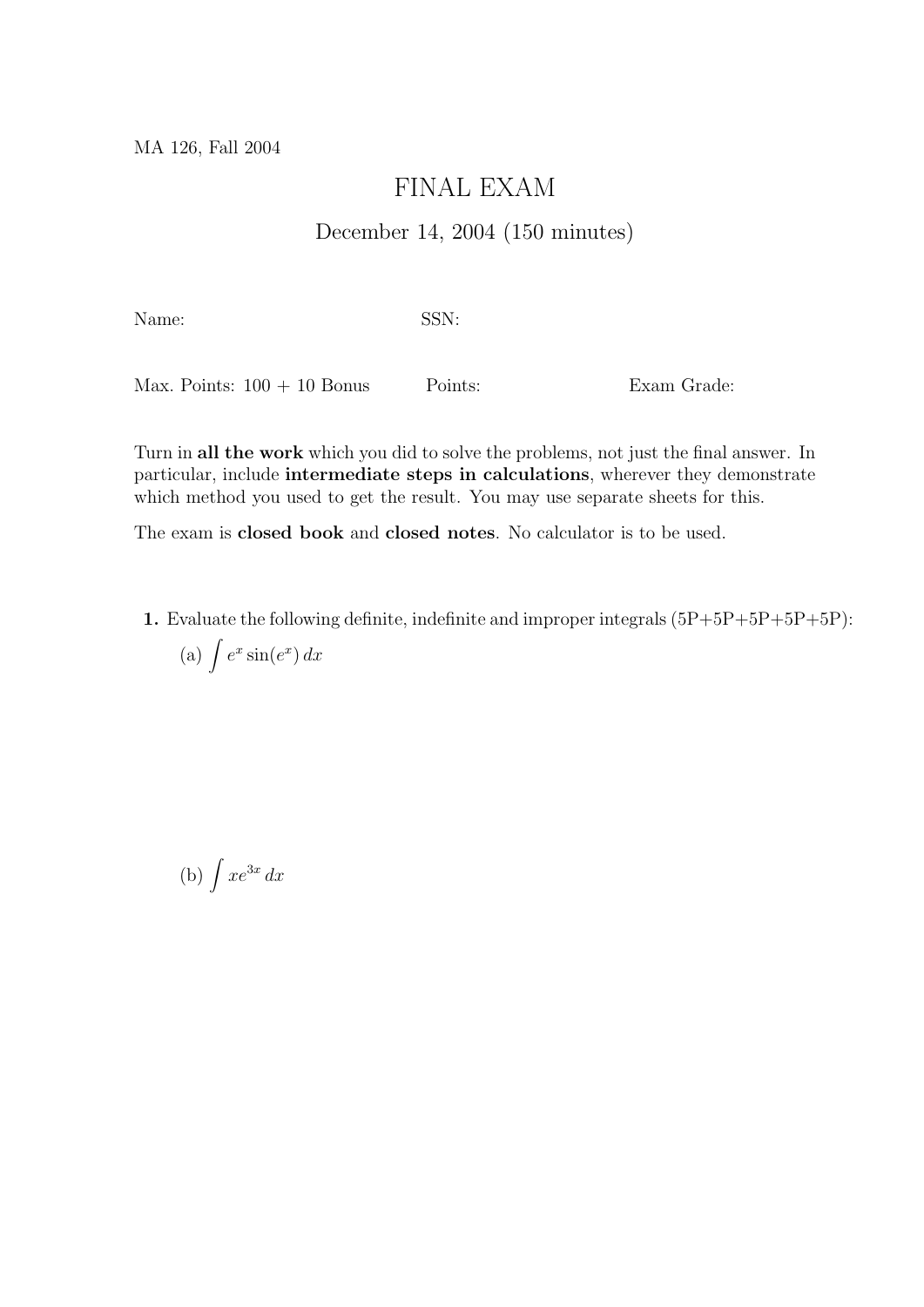MA 126, Fall 2004

# FINAL EXAM

December 14, 2004 (150 minutes)

Name: SSN:

Max. Points: 100 + 10 Bonus Points: Exam Grade:

Turn in **all the work** which you did to solve the problems, not just the final answer. In particular, include **intermediate steps in calculations**, wherever they demonstrate which method you used to get the result. You may use separate sheets for this.

The exam is **closed book** and **closed notes**. No calculator is to be used.

**1.** Evaluate the following definite, indefinite and improper integrals (5P+5P+5P+5P+5P):

(a) $\int e^x \sin(e^x)\, dx$

(b) $\int x e^{3x}\, dx$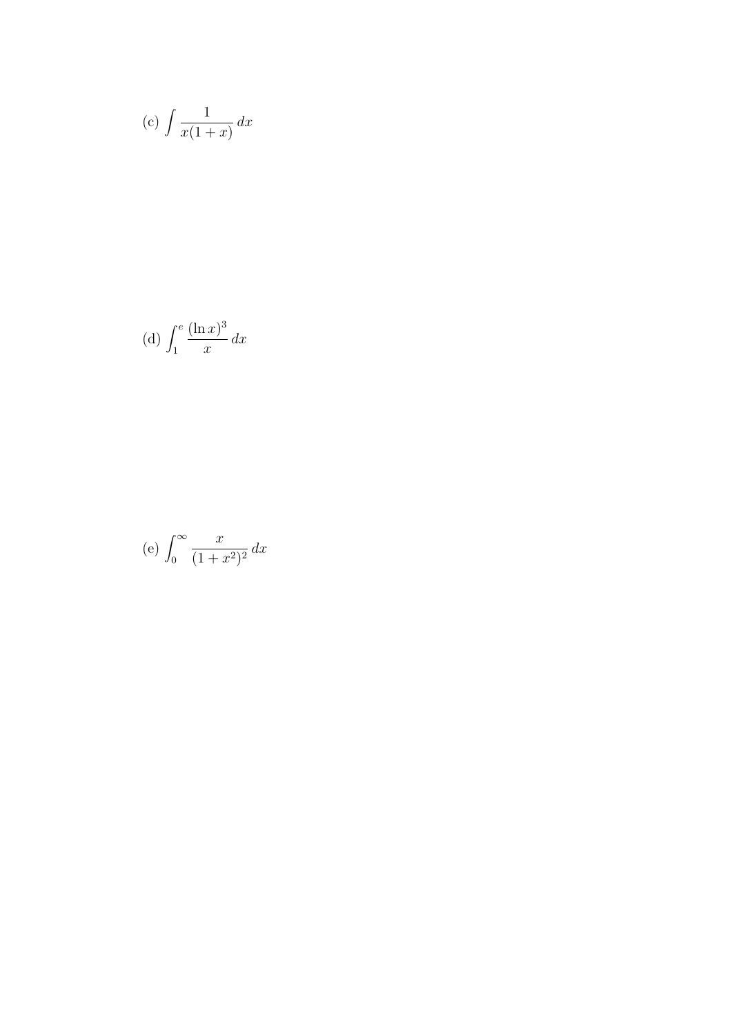(c) $\displaystyle\int \frac{1}{x(1+x)}\,dx$

(d) $\displaystyle\int_1^e \frac{(\ln x)^3}{x}\,dx$

(e) $\displaystyle\int_0^\infty \frac{x}{(1+x^2)^2}\,dx$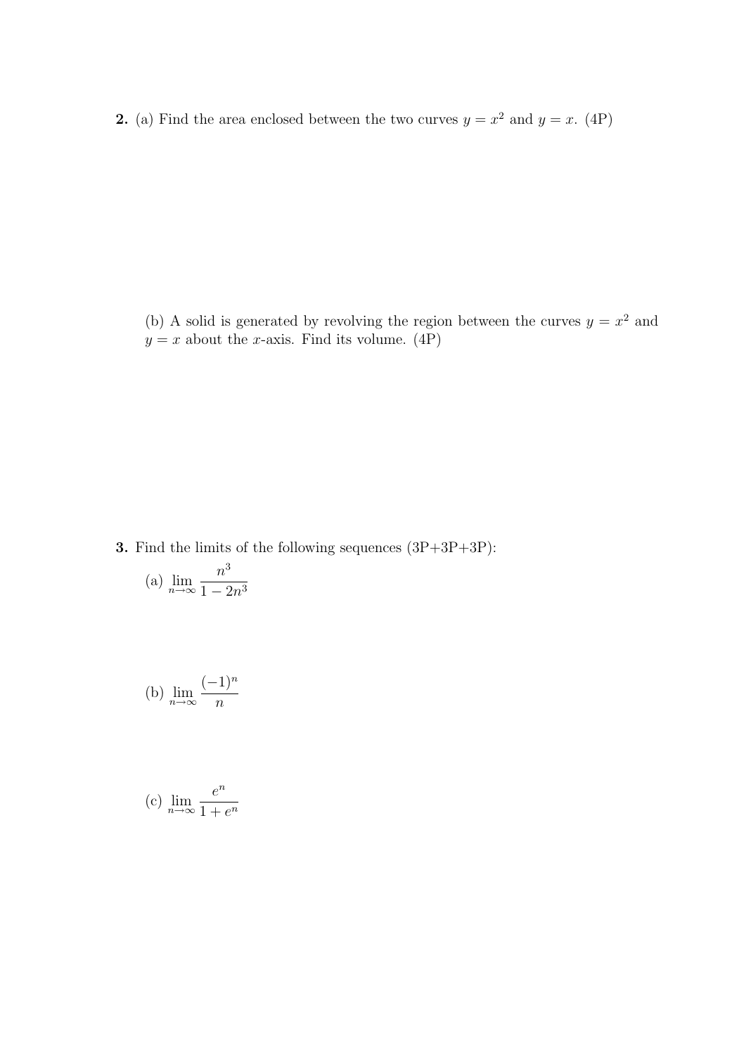**2.** (a) Find the area enclosed between the two curves $y = x^2$ and $y = x$. (4P)

(b) A solid is generated by revolving the region between the curves $y = x^2$ and $y = x$ about the $x$-axis. Find its volume. (4P)

**3.** Find the limits of the following sequences (3P+3P+3P):

(a) $\displaystyle \lim_{n\to\infty} \frac{n^3}{1 - 2n^3}$

(b) $\displaystyle \lim_{n\to\infty} \frac{(-1)^n}{n}$

(c) $\displaystyle \lim_{n\to\infty} \frac{e^n}{1 + e^n}$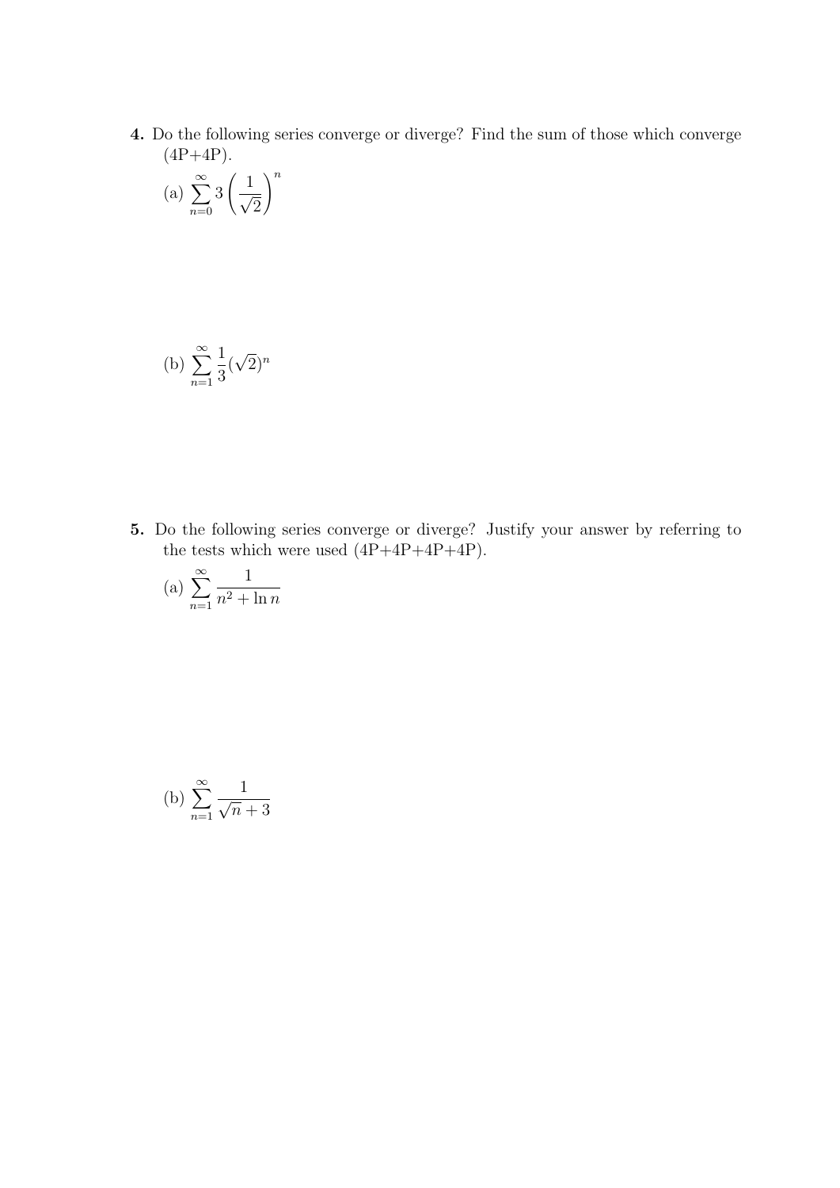**4.** Do the following series converge or diverge? Find the sum of those which converge (4P+4P).

(a) $\sum_{n=0}^{\infty} 3\left(\frac{1}{\sqrt{2}}\right)^n$

(b) $\sum_{n=1}^{\infty} \frac{1}{3}(\sqrt{2})^n$

**5.** Do the following series converge or diverge? Justify your answer by referring to the tests which were used (4P+4P+4P+4P).

(a) $\sum_{n=1}^{\infty} \frac{1}{n^2 + \ln n}$

(b) $\sum_{n=1}^{\infty} \frac{1}{\sqrt{n} + 3}$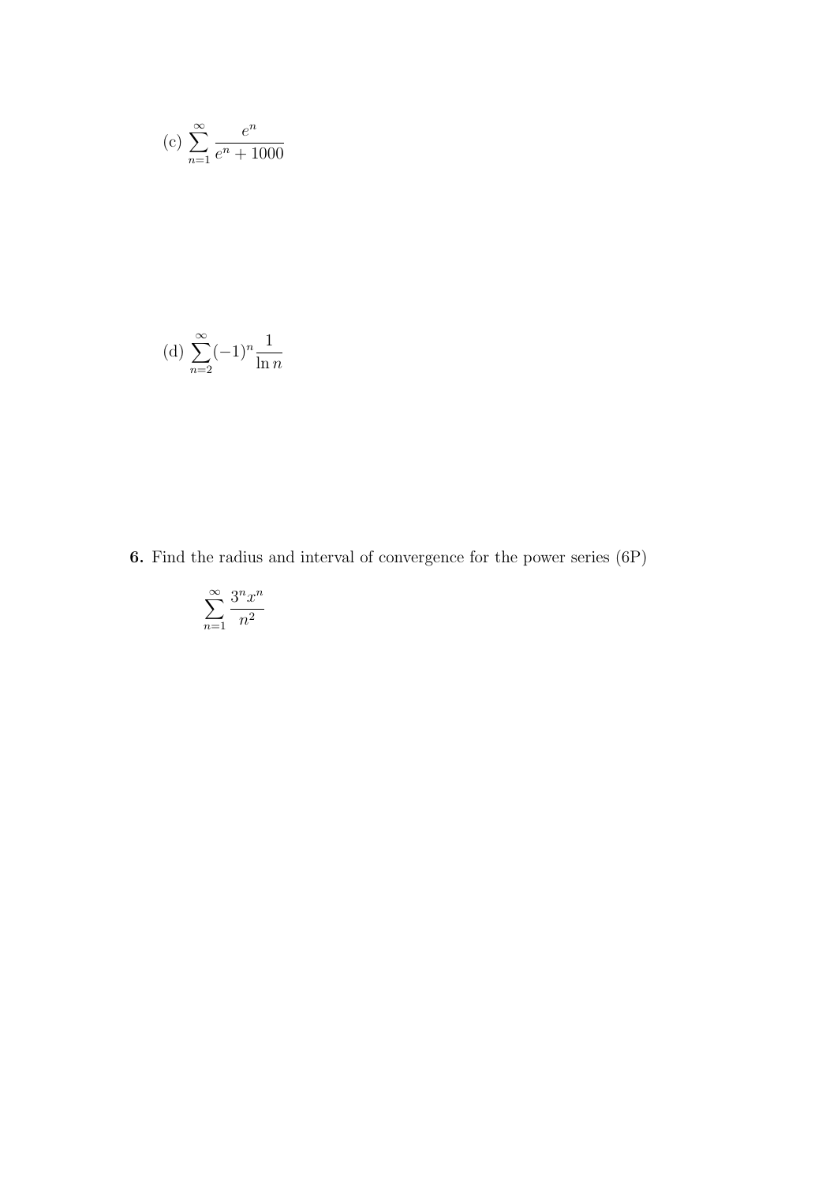(c) $\displaystyle\sum_{n=1}^{\infty} \frac{e^n}{e^n + 1000}$

(d) $\displaystyle\sum_{n=2}^{\infty} (-1)^n \frac{1}{\ln n}$

**6.** Find the radius and interval of convergence for the power series (6P)

$$\sum_{n=1}^{\infty} \frac{3^n x^n}{n^2}$$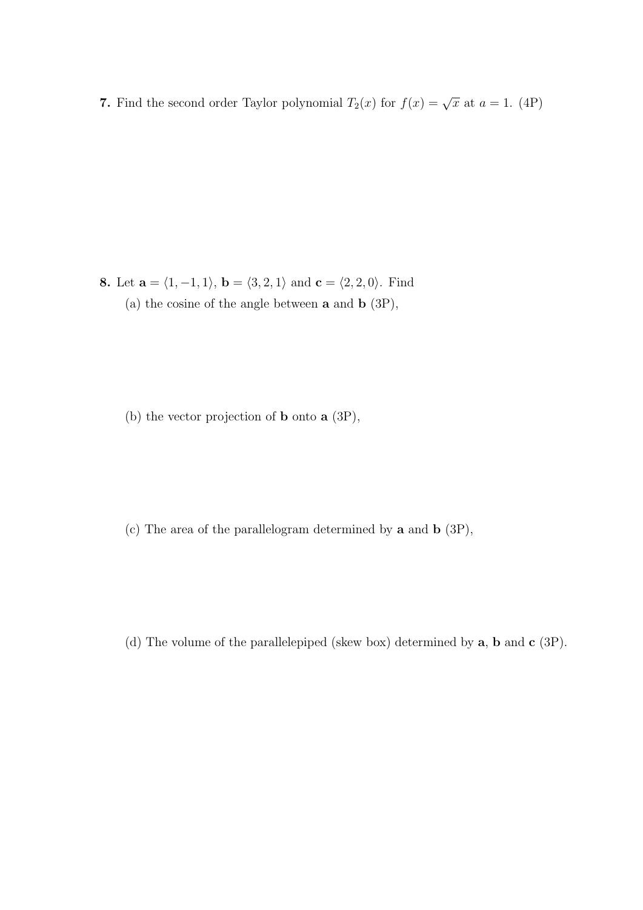**7.** Find the second order Taylor polynomial $T_2(x)$ for $f(x) = \sqrt{x}$ at $a = 1$. (4P)

**8.** Let $\mathbf{a} = \langle 1, -1, 1 \rangle$, $\mathbf{b} = \langle 3, 2, 1 \rangle$ and $\mathbf{c} = \langle 2, 2, 0 \rangle$. Find

(a) the cosine of the angle between $\mathbf{a}$ and $\mathbf{b}$ (3P),

(b) the vector projection of $\mathbf{b}$ onto $\mathbf{a}$ (3P),

(c) The area of the parallelogram determined by $\mathbf{a}$ and $\mathbf{b}$ (3P),

(d) The volume of the parallelepiped (skew box) determined by $\mathbf{a}$, $\mathbf{b}$ and $\mathbf{c}$ (3P).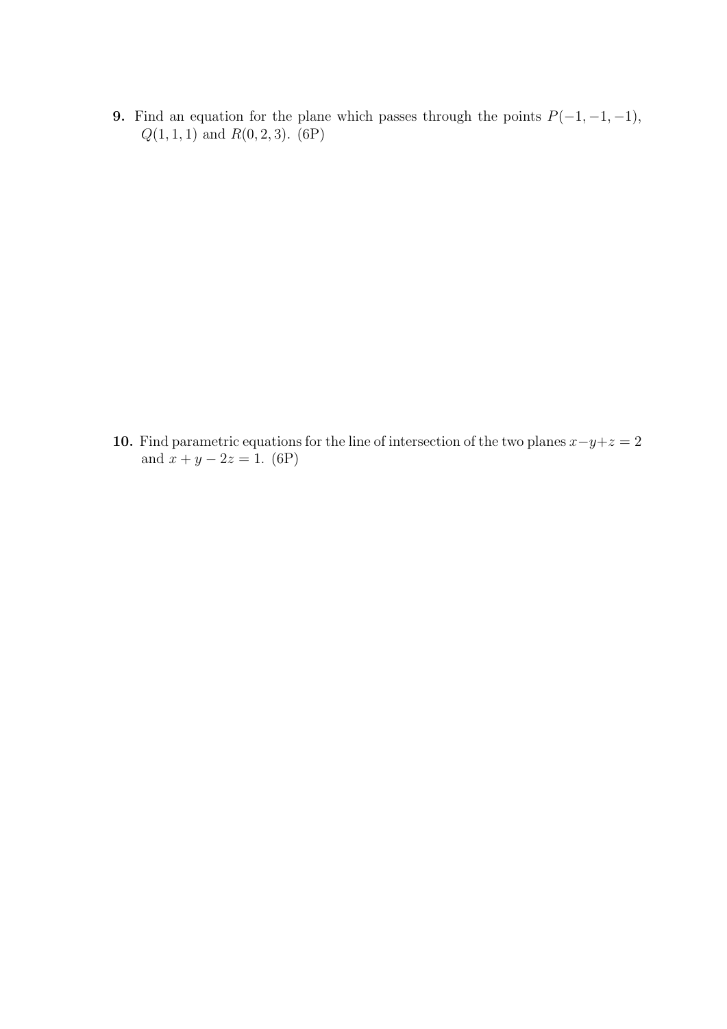**9.** Find an equation for the plane which passes through the points $P(-1,-1,-1)$, $Q(1,1,1)$ and $R(0,2,3)$. (6P)

**10.** Find parametric equations for the line of intersection of the two planes $x-y+z=2$ and $x+y-2z=1$. (6P)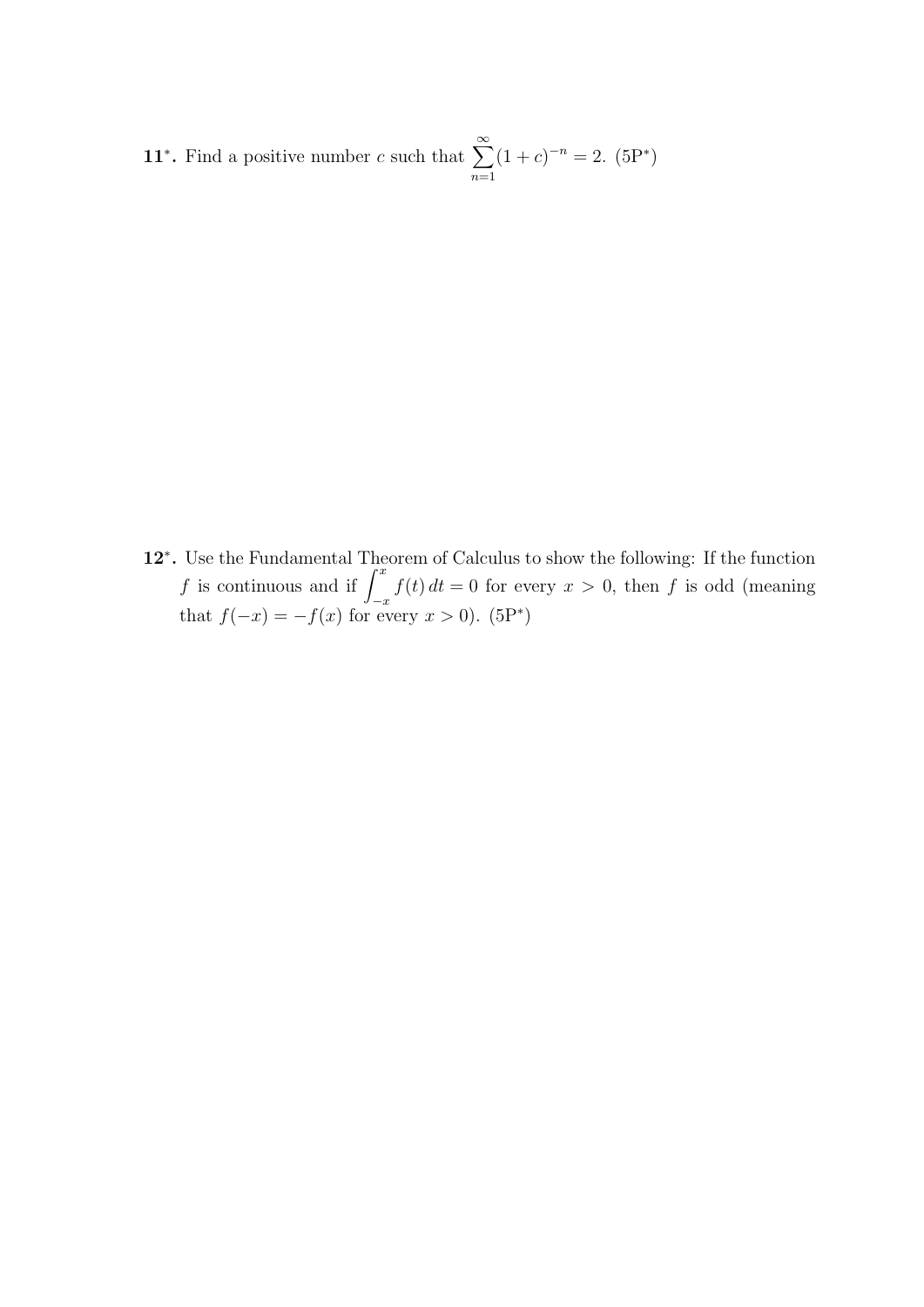**11*.** Find a positive number $c$ such that $\sum_{n=1}^{\infty}(1+c)^{-n} = 2$. (5P*)

**12*.** Use the Fundamental Theorem of Calculus to show the following: If the function $f$ is continuous and if $\int_{-x}^{x} f(t)\,dt = 0$ for every $x > 0$, then $f$ is odd (meaning that $f(-x) = -f(x)$ for every $x > 0$). (5P*)